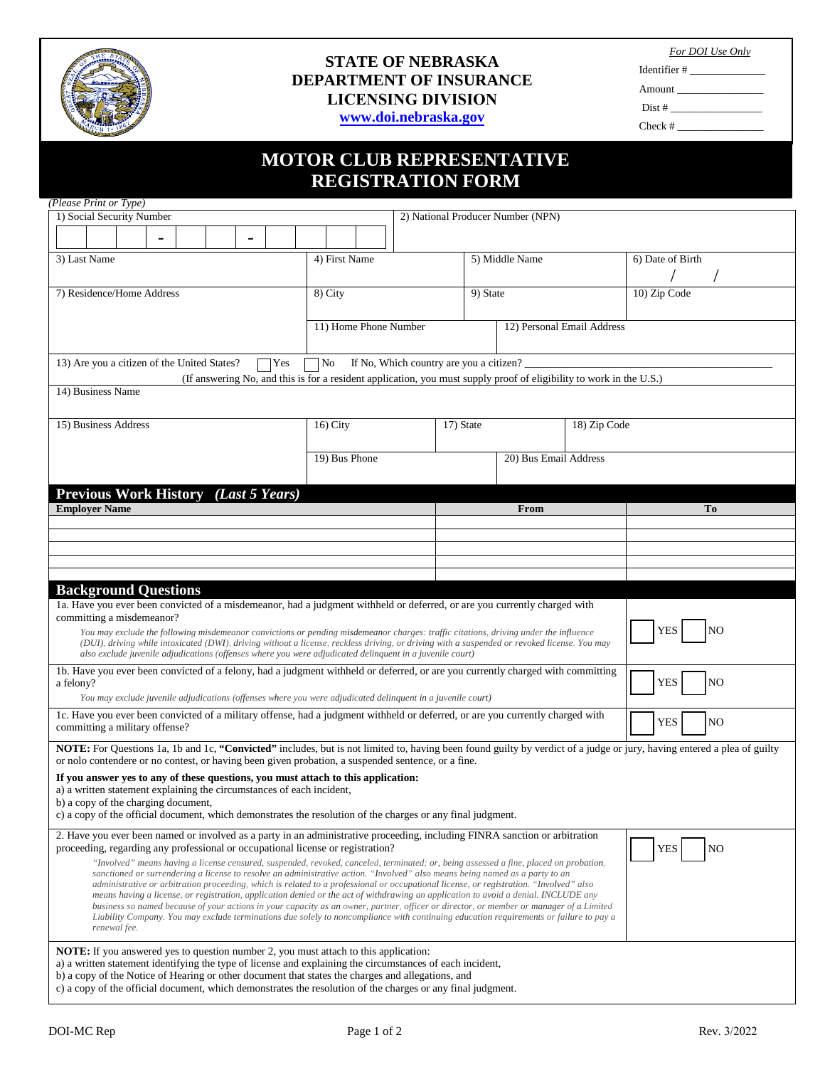# STATE OF NEBRASKA
# DEPARTMENT OF INSURANCE
# LICENSING DIVISION

www.doi.nebraska.gov

*For DOI Use Only*

Identifier # _______________

Amount _______________

Dist # _______________

Check # _______________

# MOTOR CLUB REPRESENTATIVE REGISTRATION FORM

*(Please Print or Type)*

| 1) Social Security Number ___ ___ ___ - ___ ___ - ___ ___ ___ ___ | | 2) National Producer Number (NPN) | |
|---|---|---|---|
| 3) Last Name | 4) First Name | 5) Middle Name | 6) Date of Birth / / |
| 7) Residence/Home Address | 8) City | 9) State | 10) Zip Code |
| | 11) Home Phone Number | 12) Personal Email Address | |

13) Are you a citizen of the United States? ☐ Yes ☐ No If No, Which country are you a citizen? _______________
(If answering No, and this is for a resident application, you must supply proof of eligibility to work in the U.S.)

| 14) Business Name | | | |
|---|---|---|---|
| 15) Business Address | 16) City | 17) State | 18) Zip Code |
| | 19) Bus Phone | 20) Bus Email Address | |

## Previous Work History *(Last 5 Years)*

| Employer Name | From | To |
|---|---|---|
| | | |
| | | |
| | | |
| | | |
| | | |

## Background Questions

| Question | Answer |
|---|---|
| 1a. Have you ever been convicted of a misdemeanor, had a judgment withheld or deferred, or are you currently charged with committing a misdemeanor?<br>*You may exclude the following misdemeanor convictions or pending misdemeanor charges: traffic citations, driving under the influence (DUI), driving while intoxicated (DWI), driving without a license, reckless driving, or driving with a suspended or revoked license. You may also exclude juvenile adjudications (offenses where you were adjudicated delinquent in a juvenile court)* | ☐ YES ☐ NO |
| 1b. Have you ever been convicted of a felony, had a judgment withheld or deferred, or are you currently charged with committing a felony?<br>*You may exclude juvenile adjudications (offenses where you were adjudicated delinquent in a juvenile court)* | ☐ YES ☐ NO |
| 1c. Have you ever been convicted of a military offense, had a judgment withheld or deferred, or are you currently charged with committing a military offense? | ☐ YES ☐ NO |

**NOTE:** For Questions 1a, 1b and 1c, **"Convicted"** includes, but is not limited to, having been found guilty by verdict of a judge or jury, having entered a plea of guilty or nolo contendere or no contest, or having been given probation, a suspended sentence, or a fine.

**If you answer yes to any of these questions, you must attach to this application:**
a) a written statement explaining the circumstances of each incident,
b) a copy of the charging document,
c) a copy of the official document, which demonstrates the resolution of the charges or any final judgment.

| Question | Answer |
|---|---|
| 2. Have you ever been named or involved as a party in an administrative proceeding, including FINRA sanction or arbitration proceeding, regarding any professional or occupational license or registration?<br>*"Involved" means having a license censured, suspended, revoked, canceled, terminated; or, being assessed a fine, placed on probation, sanctioned or surrendering a license to resolve an administrative action. "Involved" also means being named as a party to an administrative or arbitration proceeding, which is related to a professional or occupational license, or registration. "Involved" also means having a license, or registration, application denied or the act of withdrawing an application to avoid a denial. INCLUDE any business so named because of your actions in your capacity as an owner, partner, officer or director, or member or manager of a Limited Liability Company. You may exclude terminations due solely to noncompliance with continuing education requirements or failure to pay a renewal fee.* | ☐ YES ☐ NO |

**NOTE:** If you answered yes to question number 2, you must attach to this application:
a) a written statement identifying the type of license and explaining the circumstances of each incident,
b) a copy of the Notice of Hearing or other document that states the charges and allegations, and
c) a copy of the official document, which demonstrates the resolution of the charges or any final judgment.

DOI-MC Rep Rev. 3/2022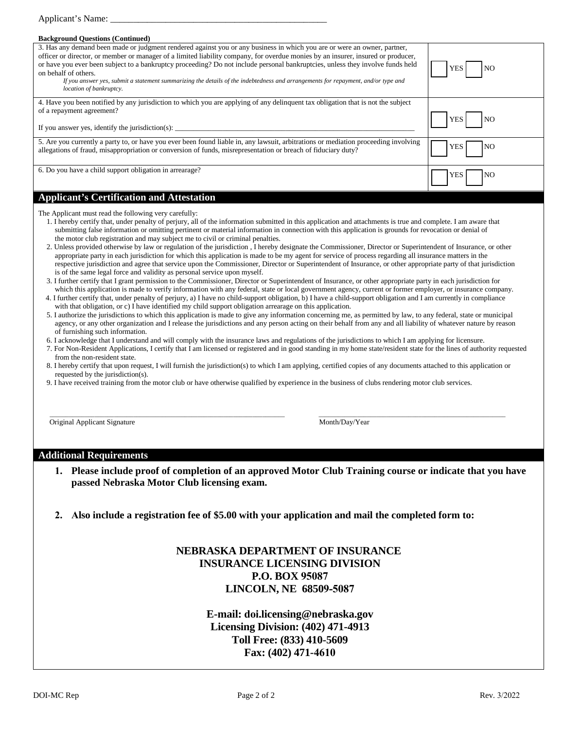Applicant's Name: ____________________________________________

**Background Questions (Continued)**

| | |
|---|---|
| 3. Has any demand been made or judgment rendered against you or any business in which you are or were an owner, partner, officer or director, or member or manager of a limited liability company, for overdue monies by an insurer, insured or producer, or have you ever been subject to a bankruptcy proceeding? Do not include personal bankruptcies, unless they involve funds held on behalf of others. *If you answer yes, submit a statement summarizing the details of the indebtedness and arrangements for repayment, and/or type and location of bankruptcy.* | ☐ YES ☐ NO |
| 4. Have you been notified by any jurisdiction to which you are applying of any delinquent tax obligation that is not the subject of a repayment agreement? If you answer yes, identify the jurisdiction(s): ____________ | ☐ YES ☐ NO |
| 5. Are you currently a party to, or have you ever been found liable in, any lawsuit, arbitrations or mediation proceeding involving allegations of fraud, misappropriation or conversion of funds, misrepresentation or breach of fiduciary duty? | ☐ YES ☐ NO |
| 6. Do you have a child support obligation in arrearage? | ☐ YES ☐ NO |

## Applicant's Certification and Attestation

The Applicant must read the following very carefully:

1. I hereby certify that, under penalty of perjury, all of the information submitted in this application and attachments is true and complete. I am aware that submitting false information or omitting pertinent or material information in connection with this application is grounds for revocation or denial of the motor club registration and may subject me to civil or criminal penalties.
2. Unless provided otherwise by law or regulation of the jurisdiction , I hereby designate the Commissioner, Director or Superintendent of Insurance, or other appropriate party in each jurisdiction for which this application is made to be my agent for service of process regarding all insurance matters in the respective jurisdiction and agree that service upon the Commissioner, Director or Superintendent of Insurance, or other appropriate party of that jurisdiction is of the same legal force and validity as personal service upon myself.
3. I further certify that I grant permission to the Commissioner, Director or Superintendent of Insurance, or other appropriate party in each jurisdiction for which this application is made to verify information with any federal, state or local government agency, current or former employer, or insurance company.
4. I further certify that, under penalty of perjury, a) I have no child-support obligation, b) I have a child-support obligation and I am currently in compliance with that obligation, or c) I have identified my child support obligation arrearage on this application.
5. I authorize the jurisdictions to which this application is made to give any information concerning me, as permitted by law, to any federal, state or municipal agency, or any other organization and I release the jurisdictions and any person acting on their behalf from any and all liability of whatever nature by reason of furnishing such information.
6. I acknowledge that I understand and will comply with the insurance laws and regulations of the jurisdictions to which I am applying for licensure.
7. For Non-Resident Applications, I certify that I am licensed or registered and in good standing in my home state/resident state for the lines of authority requested from the non-resident state.
8. I hereby certify that upon request, I will furnish the jurisdiction(s) to which I am applying, certified copies of any documents attached to this application or requested by the jurisdiction(s).
9. I have received training from the motor club or have otherwise qualified by experience in the business of clubs rendering motor club services.

______________________________________ ______________________________

Original Applicant Signature Month/Day/Year

## Additional Requirements

1. **Please include proof of completion of an approved Motor Club Training course or indicate that you have passed Nebraska Motor Club licensing exam.**

2. **Also include a registration fee of $5.00 with your application and mail the completed form to:**

**NEBRASKA DEPARTMENT OF INSURANCE**
**INSURANCE LICENSING DIVISION**
**P.O. BOX 95087**
**LINCOLN, NE 68509-5087**

**E-mail: doi.licensing@nebraska.gov**
**Licensing Division: (402) 471-4913**
**Toll Free: (833) 410-5609**
**Fax: (402) 471-4610**

DOI-MC Rep Rev. 3/2022